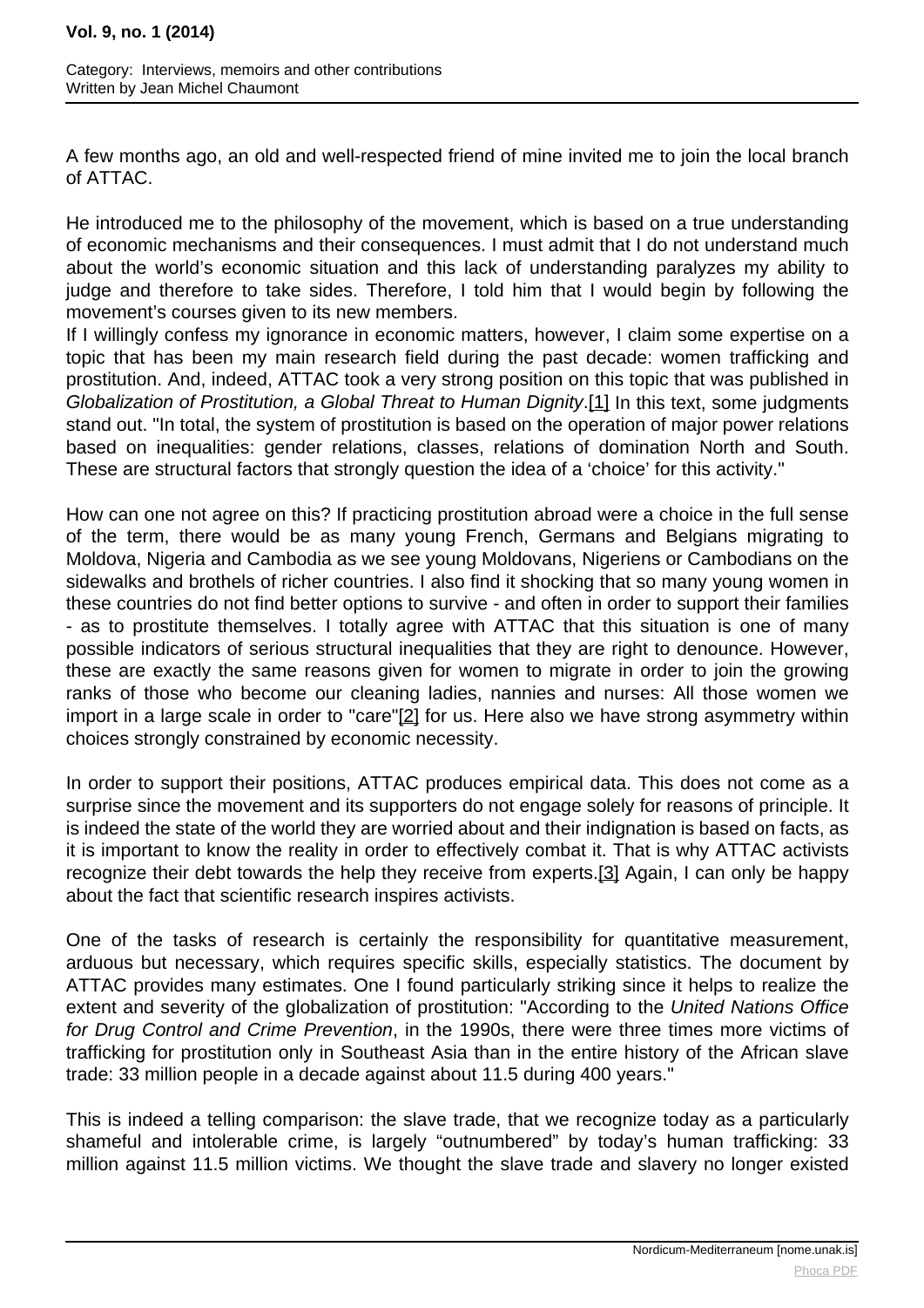A few months ago, an old and well-respected friend of mine invited me to join the local branch of ATTAC.

He introduced me to the philosophy of the movement, which is based on a true understanding of economic mechanisms and their consequences. I must admit that I do not understand much about the world's economic situation and this lack of understanding paralyzes my ability to judge and therefore to take sides. Therefore, I told him that I would begin by following the movement's courses given to its new members.

If I willingly confess my ignorance in economic matters, however, I claim some expertise on a topic that has been my main research field during the past decade: women trafficking and prostitution. And, indeed, ATTAC took a very strong position on this topic that was published in *Globalization of Prostitution, a Global Threat to Human Dignity*.[1] In this text, some judgments stand out. "In total, the system of prostitution is based on the operation of major power relations based on inequalities: gender relations, classes, relations of domination North and South. These are structural factors that strongly question the idea of a 'choice' for this activity."

How can one not agree on this? If practicing prostitution abroad were a choice in the full sense of the term, there would be as many young French, Germans and Belgians migrating to Moldova, Nigeria and Cambodia as we see young Moldovans, Nigeriens or Cambodians on the sidewalks and brothels of richer countries. I also find it shocking that so many young women in these countries do not find better options to survive - and often in order to support their families - as to prostitute themselves. I totally agree with ATTAC that this situation is one of many possible indicators of serious structural inequalities that they are right to denounce. However, these are exactly the same reasons given for women to migrate in order to join the growing ranks of those who become our cleaning ladies, nannies and nurses: All those women we import in a large scale in order to "care"[2] for us. Here also we have strong asymmetry within choices strongly constrained by economic necessity.

In order to support their positions, ATTAC produces empirical data. This does not come as a surprise since the movement and its supporters do not engage solely for reasons of principle. It is indeed the state of the world they are worried about and their indignation is based on facts, as it is important to know the reality in order to effectively combat it. That is why ATTAC activists recognize their debt towards the help they receive from experts.[3] Again, I can only be happy about the fact that scientific research inspires activists.

One of the tasks of research is certainly the responsibility for quantitative measurement, arduous but necessary, which requires specific skills, especially statistics. The document by ATTAC provides many estimates. One I found particularly striking since it helps to realize the extent and severity of the globalization of prostitution: "According to the *United Nations Office for Drug Control and Crime Prevention*, in the 1990s, there were three times more victims of trafficking for prostitution only in Southeast Asia than in the entire history of the African slave trade: 33 million people in a decade against about 11.5 during 400 years."

This is indeed a telling comparison: the slave trade, that we recognize today as a particularly shameful and intolerable crime, is largely "outnumbered" by today's human trafficking: 33 million against 11.5 million victims. We thought the slave trade and slavery no longer existed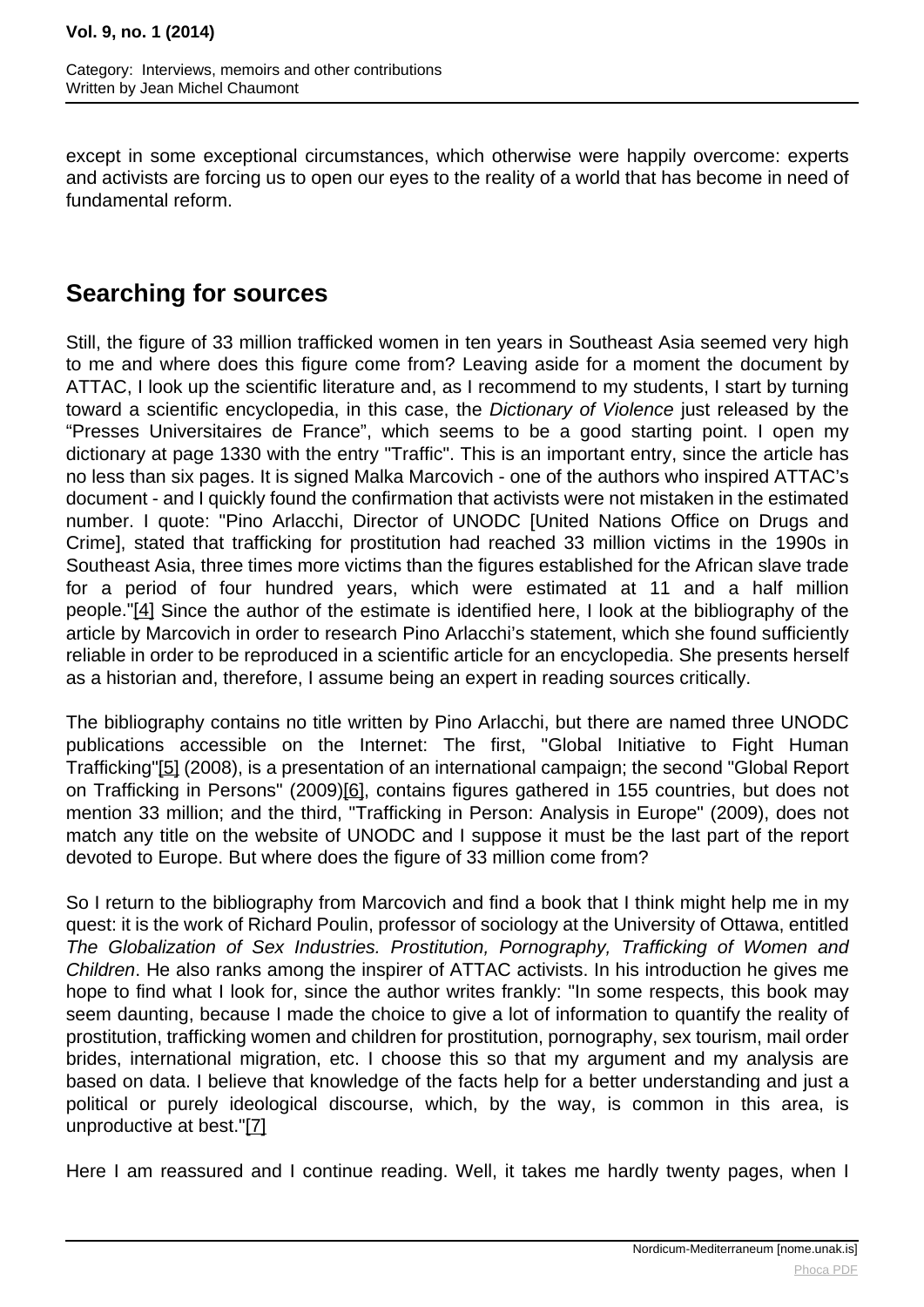except in some exceptional circumstances, which otherwise were happily overcome: experts and activists are forcing us to open our eyes to the reality of a world that has become in need of fundamental reform.

## Searching for sources

Still, the figure of 33 million trafficked women in ten years in Southeast Asia seemed very high to me and where does this figure come from? Leaving aside for a moment the document by ATTAC, I look up the scientific literature and, as I recommend to my students, I start by turning toward a scientific encyclopedia, in this case, the *Dictionary of Violence* just released by the “Presses Universitaires de France”, which seems to be a good starting point. I open my dictionary at page 1330 with the entry "Traffic". This is an important entry, since the article has no less than six pages. It is signed Malka Marcovich - one of the authors who inspired ATTAC’s document - and I quickly found the confirmation that activists were not mistaken in the estimated number. I quote: "Pino Arlacchi, Director of UNODC [United Nations Office on Drugs and Crime], stated that trafficking for prostitution had reached 33 million victims in the 1990s in Southeast Asia, three times more victims than the figures established for the African slave trade for a period of four hundred years, which were estimated at 11 and a half million people."[4] Since the author of the estimate is identified here, I look at the bibliography of the article by Marcovich in order to research Pino Arlacchi’s statement, which she found sufficiently reliable in order to be reproduced in a scientific article for an encyclopedia. She presents herself as a historian and, therefore, I assume being an expert in reading sources critically.

The bibliography contains no title written by Pino Arlacchi, but there are named three UNODC publications accessible on the Internet: The first, "Global Initiative to Fight Human Trafficking"[5] (2008), is a presentation of an international campaign; the second "Global Report on Trafficking in Persons" (2009)[6], contains figures gathered in 155 countries, but does not mention 33 million; and the third, "Trafficking in Person: Analysis in Europe" (2009), does not match any title on the website of UNODC and I suppose it must be the last part of the report devoted to Europe. But where does the figure of 33 million come from?

So I return to the bibliography from Marcovich and find a book that I think might help me in my quest: it is the work of Richard Poulin, professor of sociology at the University of Ottawa, entitled *The Globalization of Sex Industries. Prostitution, Pornography, Trafficking of Women and Children*. He also ranks among the inspirer of ATTAC activists. In his introduction he gives me hope to find what I look for, since the author writes frankly: "In some respects, this book may seem daunting, because I made the choice to give a lot of information to quantify the reality of prostitution, trafficking women and children for prostitution, pornography, sex tourism, mail order brides, international migration, etc. I choose this so that my argument and my analysis are based on data. I believe that knowledge of the facts help for a better understanding and just a political or purely ideological discourse, which, by the way, is common in this area, is unproductive at best."[7]

Here I am reassured and I continue reading. Well, it takes me hardly twenty pages, when I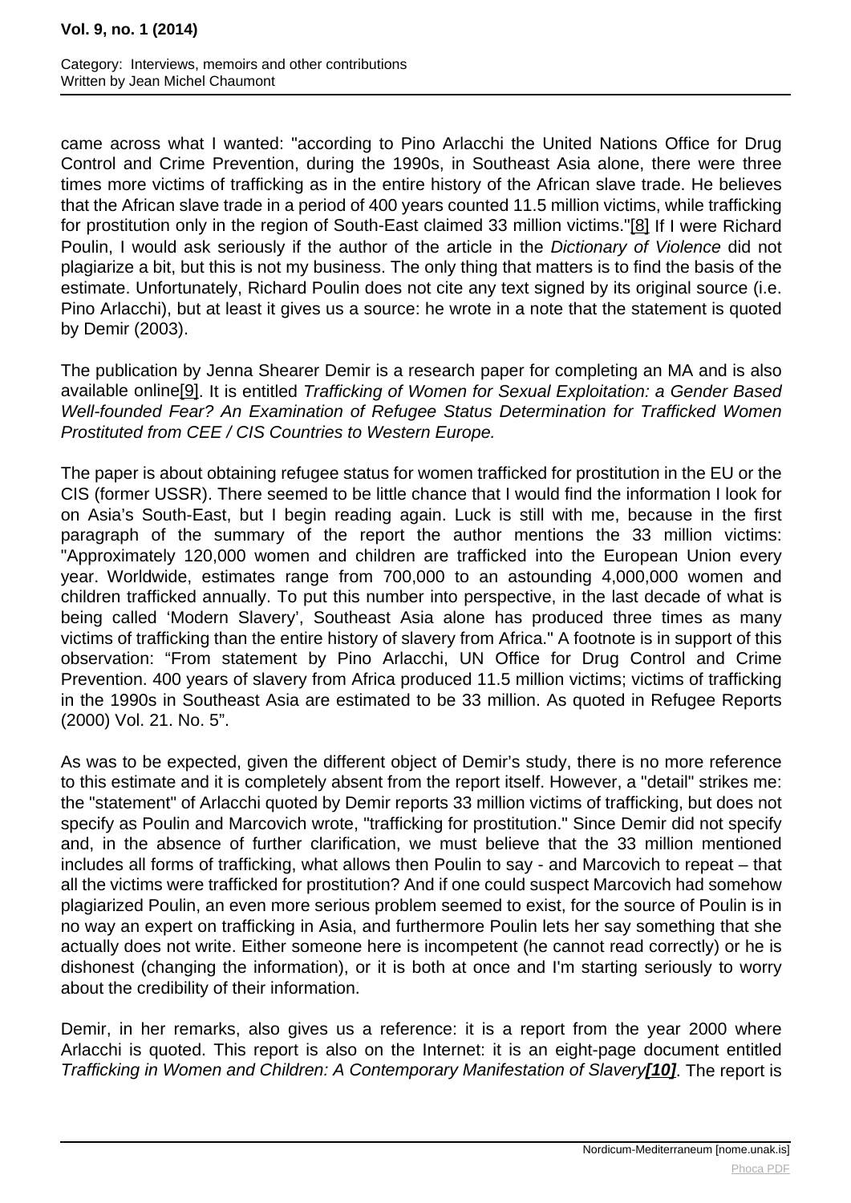came across what I wanted: "according to Pino Arlacchi the United Nations Office for Drug Control and Crime Prevention, during the 1990s, in Southeast Asia alone, there were three times more victims of trafficking as in the entire history of the African slave trade. He believes that the African slave trade in a period of 400 years counted 11.5 million victims, while trafficking for prostitution only in the region of South-East claimed 33 million victims."[8] If I were Richard Poulin, I would ask seriously if the author of the article in the *Dictionary of Violence* did not plagiarize a bit, but this is not my business. The only thing that matters is to find the basis of the estimate. Unfortunately, Richard Poulin does not cite any text signed by its original source (i.e. Pino Arlacchi), but at least it gives us a source: he wrote in a note that the statement is quoted by Demir (2003).

The publication by Jenna Shearer Demir is a research paper for completing an MA and is also available online[9]. It is entitled *Trafficking of Women for Sexual Exploitation: a Gender Based Well-founded Fear? An Examination of Refugee Status Determination for Trafficked Women Prostituted from CEE / CIS Countries to Western Europe.*

The paper is about obtaining refugee status for women trafficked for prostitution in the EU or the CIS (former USSR). There seemed to be little chance that I would find the information I look for on Asia's South-East, but I begin reading again. Luck is still with me, because in the first paragraph of the summary of the report the author mentions the 33 million victims: "Approximately 120,000 women and children are trafficked into the European Union every year. Worldwide, estimates range from 700,000 to an astounding 4,000,000 women and children trafficked annually. To put this number into perspective, in the last decade of what is being called 'Modern Slavery', Southeast Asia alone has produced three times as many victims of trafficking than the entire history of slavery from Africa." A footnote is in support of this observation: "From statement by Pino Arlacchi, UN Office for Drug Control and Crime Prevention. 400 years of slavery from Africa produced 11.5 million victims; victims of trafficking in the 1990s in Southeast Asia are estimated to be 33 million. As quoted in Refugee Reports (2000) Vol. 21. No. 5".

As was to be expected, given the different object of Demir's study, there is no more reference to this estimate and it is completely absent from the report itself. However, a "detail" strikes me: the "statement" of Arlacchi quoted by Demir reports 33 million victims of trafficking, but does not specify as Poulin and Marcovich wrote, "trafficking for prostitution." Since Demir did not specify and, in the absence of further clarification, we must believe that the 33 million mentioned includes all forms of trafficking, what allows then Poulin to say - and Marcovich to repeat – that all the victims were trafficked for prostitution? And if one could suspect Marcovich had somehow plagiarized Poulin, an even more serious problem seemed to exist, for the source of Poulin is in no way an expert on trafficking in Asia, and furthermore Poulin lets her say something that she actually does not write. Either someone here is incompetent (he cannot read correctly) or he is dishonest (changing the information), or it is both at once and I'm starting seriously to worry about the credibility of their information.

Demir, in her remarks, also gives us a reference: it is a report from the year 2000 where Arlacchi is quoted. This report is also on the Internet: it is an eight-page document entitled *Trafficking in Women and Children: A Contemporary Manifestation of Slavery***[10]**. The report is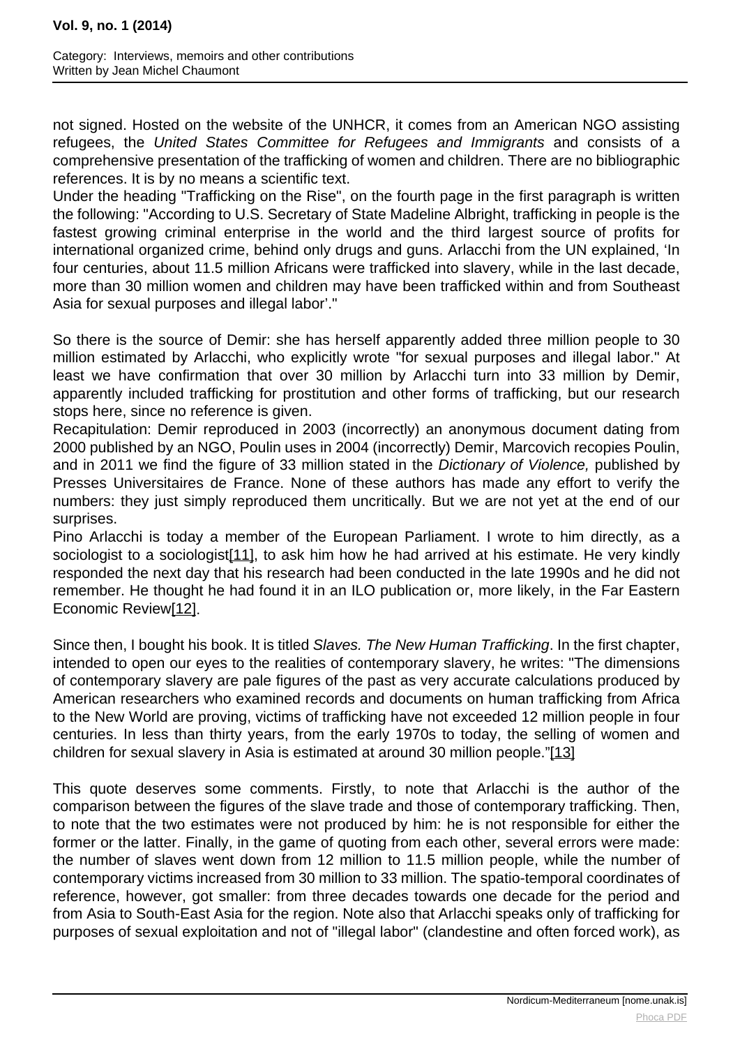not signed. Hosted on the website of the UNHCR, it comes from an American NGO assisting refugees, the *United States Committee for Refugees and Immigrants* and consists of a comprehensive presentation of the trafficking of women and children. There are no bibliographic references. It is by no means a scientific text.

Under the heading "Trafficking on the Rise", on the fourth page in the first paragraph is written the following: "According to U.S. Secretary of State Madeline Albright, trafficking in people is the fastest growing criminal enterprise in the world and the third largest source of profits for international organized crime, behind only drugs and guns. Arlacchi from the UN explained, 'In four centuries, about 11.5 million Africans were trafficked into slavery, while in the last decade, more than 30 million women and children may have been trafficked within and from Southeast Asia for sexual purposes and illegal labor'."

So there is the source of Demir: she has herself apparently added three million people to 30 million estimated by Arlacchi, who explicitly wrote "for sexual purposes and illegal labor." At least we have confirmation that over 30 million by Arlacchi turn into 33 million by Demir, apparently included trafficking for prostitution and other forms of trafficking, but our research stops here, since no reference is given.

Recapitulation: Demir reproduced in 2003 (incorrectly) an anonymous document dating from 2000 published by an NGO, Poulin uses in 2004 (incorrectly) Demir, Marcovich recopies Poulin, and in 2011 we find the figure of 33 million stated in the *Dictionary of Violence,* published by Presses Universitaires de France. None of these authors has made any effort to verify the numbers: they just simply reproduced them uncritically. But we are not yet at the end of our surprises.

Pino Arlacchi is today a member of the European Parliament. I wrote to him directly, as a sociologist to a sociologist[11], to ask him how he had arrived at his estimate. He very kindly responded the next day that his research had been conducted in the late 1990s and he did not remember. He thought he had found it in an ILO publication or, more likely, in the Far Eastern Economic Review[12].

Since then, I bought his book. It is titled *Slaves. The New Human Trafficking*. In the first chapter, intended to open our eyes to the realities of contemporary slavery, he writes: "The dimensions of contemporary slavery are pale figures of the past as very accurate calculations produced by American researchers who examined records and documents on human trafficking from Africa to the New World are proving, victims of trafficking have not exceeded 12 million people in four centuries. In less than thirty years, from the early 1970s to today, the selling of women and children for sexual slavery in Asia is estimated at around 30 million people."[13]

This quote deserves some comments. Firstly, to note that Arlacchi is the author of the comparison between the figures of the slave trade and those of contemporary trafficking. Then, to note that the two estimates were not produced by him: he is not responsible for either the former or the latter. Finally, in the game of quoting from each other, several errors were made: the number of slaves went down from 12 million to 11.5 million people, while the number of contemporary victims increased from 30 million to 33 million. The spatio-temporal coordinates of reference, however, got smaller: from three decades towards one decade for the period and from Asia to South-East Asia for the region. Note also that Arlacchi speaks only of trafficking for purposes of sexual exploitation and not of "illegal labor" (clandestine and often forced work), as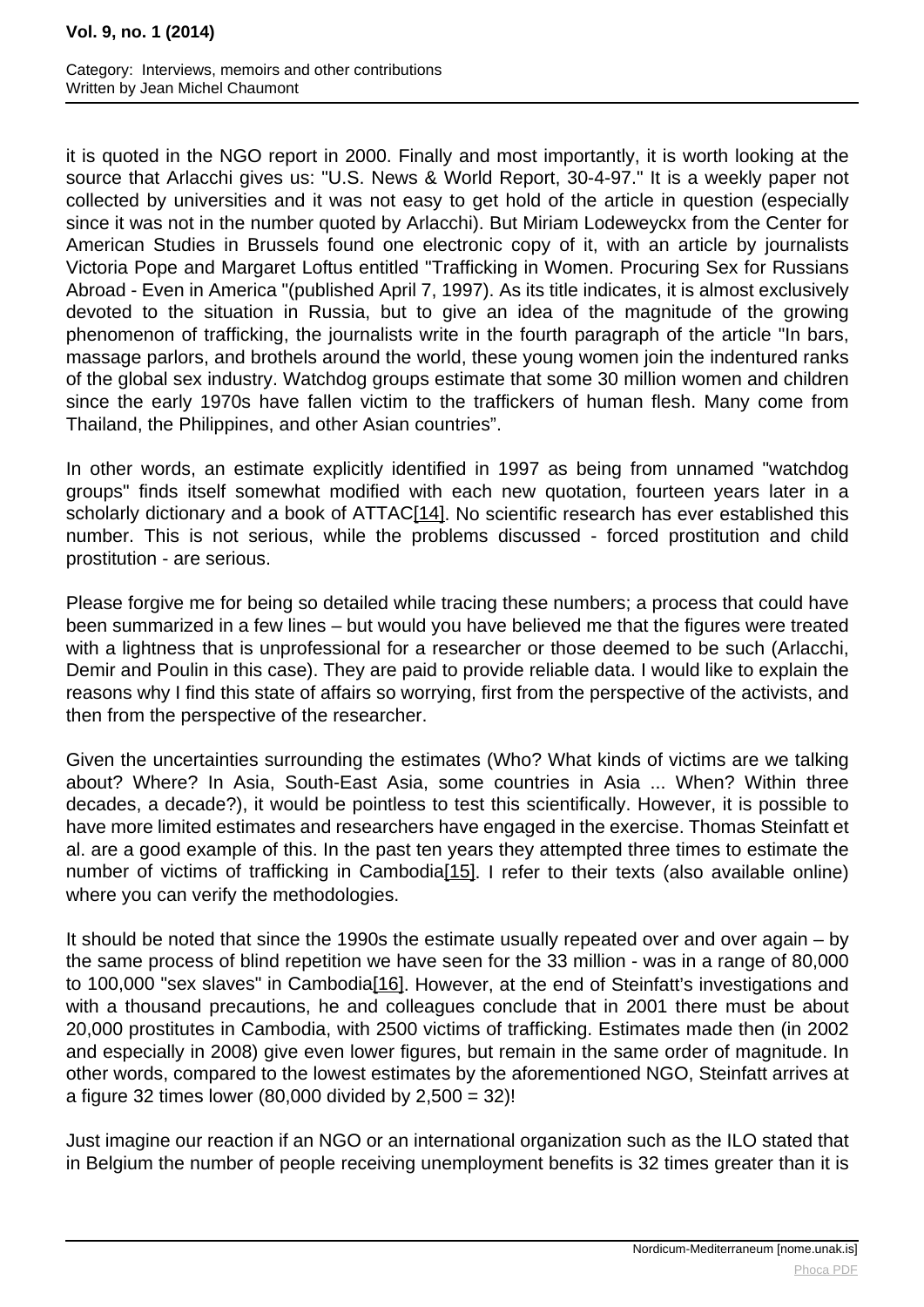it is quoted in the NGO report in 2000. Finally and most importantly, it is worth looking at the source that Arlacchi gives us: "U.S. News & World Report, 30-4-97." It is a weekly paper not collected by universities and it was not easy to get hold of the article in question (especially since it was not in the number quoted by Arlacchi). But Miriam Lodeweyckx from the Center for American Studies in Brussels found one electronic copy of it, with an article by journalists Victoria Pope and Margaret Loftus entitled "Trafficking in Women. Procuring Sex for Russians Abroad - Even in America "(published April 7, 1997). As its title indicates, it is almost exclusively devoted to the situation in Russia, but to give an idea of the magnitude of the growing phenomenon of trafficking, the journalists write in the fourth paragraph of the article "In bars, massage parlors, and brothels around the world, these young women join the indentured ranks of the global sex industry. Watchdog groups estimate that some 30 million women and children since the early 1970s have fallen victim to the traffickers of human flesh. Many come from Thailand, the Philippines, and other Asian countries".

In other words, an estimate explicitly identified in 1997 as being from unnamed "watchdog groups" finds itself somewhat modified with each new quotation, fourteen years later in a scholarly dictionary and a book of ATTAC[14]. No scientific research has ever established this number. This is not serious, while the problems discussed - forced prostitution and child prostitution - are serious.

Please forgive me for being so detailed while tracing these numbers; a process that could have been summarized in a few lines – but would you have believed me that the figures were treated with a lightness that is unprofessional for a researcher or those deemed to be such (Arlacchi, Demir and Poulin in this case). They are paid to provide reliable data. I would like to explain the reasons why I find this state of affairs so worrying, first from the perspective of the activists, and then from the perspective of the researcher.

Given the uncertainties surrounding the estimates (Who? What kinds of victims are we talking about? Where? In Asia, South-East Asia, some countries in Asia ... When? Within three decades, a decade?), it would be pointless to test this scientifically. However, it is possible to have more limited estimates and researchers have engaged in the exercise. Thomas Steinfatt et al. are a good example of this. In the past ten years they attempted three times to estimate the number of victims of trafficking in Cambodia[15]. I refer to their texts (also available online) where you can verify the methodologies.

It should be noted that since the 1990s the estimate usually repeated over and over again – by the same process of blind repetition we have seen for the 33 million - was in a range of 80,000 to 100,000 "sex slaves" in Cambodia[16]. However, at the end of Steinfatt's investigations and with a thousand precautions, he and colleagues conclude that in 2001 there must be about 20,000 prostitutes in Cambodia, with 2500 victims of trafficking. Estimates made then (in 2002 and especially in 2008) give even lower figures, but remain in the same order of magnitude. In other words, compared to the lowest estimates by the aforementioned NGO, Steinfatt arrives at a figure 32 times lower (80,000 divided by 2,500 = 32)!

Just imagine our reaction if an NGO or an international organization such as the ILO stated that in Belgium the number of people receiving unemployment benefits is 32 times greater than it is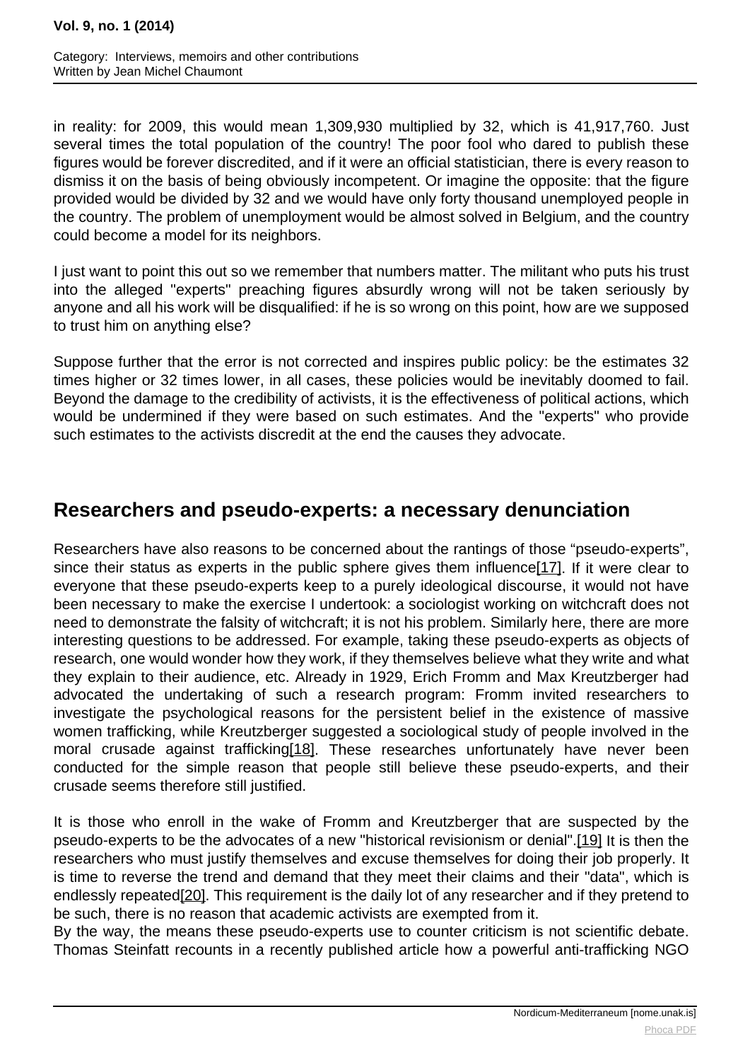in reality: for 2009, this would mean 1,309,930 multiplied by 32, which is 41,917,760. Just several times the total population of the country! The poor fool who dared to publish these figures would be forever discredited, and if it were an official statistician, there is every reason to dismiss it on the basis of being obviously incompetent. Or imagine the opposite: that the figure provided would be divided by 32 and we would have only forty thousand unemployed people in the country. The problem of unemployment would be almost solved in Belgium, and the country could become a model for its neighbors.

I just want to point this out so we remember that numbers matter. The militant who puts his trust into the alleged "experts" preaching figures absurdly wrong will not be taken seriously by anyone and all his work will be disqualified: if he is so wrong on this point, how are we supposed to trust him on anything else?

Suppose further that the error is not corrected and inspires public policy: be the estimates 32 times higher or 32 times lower, in all cases, these policies would be inevitably doomed to fail. Beyond the damage to the credibility of activists, it is the effectiveness of political actions, which would be undermined if they were based on such estimates. And the "experts" who provide such estimates to the activists discredit at the end the causes they advocate.

## Researchers and pseudo-experts: a necessary denunciation

Researchers have also reasons to be concerned about the rantings of those “pseudo-experts”, since their status as experts in the public sphere gives them influence[17]. If it were clear to everyone that these pseudo-experts keep to a purely ideological discourse, it would not have been necessary to make the exercise I undertook: a sociologist working on witchcraft does not need to demonstrate the falsity of witchcraft; it is not his problem. Similarly here, there are more interesting questions to be addressed. For example, taking these pseudo-experts as objects of research, one would wonder how they work, if they themselves believe what they write and what they explain to their audience, etc. Already in 1929, Erich Fromm and Max Kreutzberger had advocated the undertaking of such a research program: Fromm invited researchers to investigate the psychological reasons for the persistent belief in the existence of massive women trafficking, while Kreutzberger suggested a sociological study of people involved in the moral crusade against trafficking[18]. These researches unfortunately have never been conducted for the simple reason that people still believe these pseudo-experts, and their crusade seems therefore still justified.

It is those who enroll in the wake of Fromm and Kreutzberger that are suspected by the pseudo-experts to be the advocates of a new "historical revisionism or denial".[19] It is then the researchers who must justify themselves and excuse themselves for doing their job properly. It is time to reverse the trend and demand that they meet their claims and their "data", which is endlessly repeated[20]. This requirement is the daily lot of any researcher and if they pretend to be such, there is no reason that academic activists are exempted from it.
By the way, the means these pseudo-experts use to counter criticism is not scientific debate. Thomas Steinfatt recounts in a recently published article how a powerful anti-trafficking NGO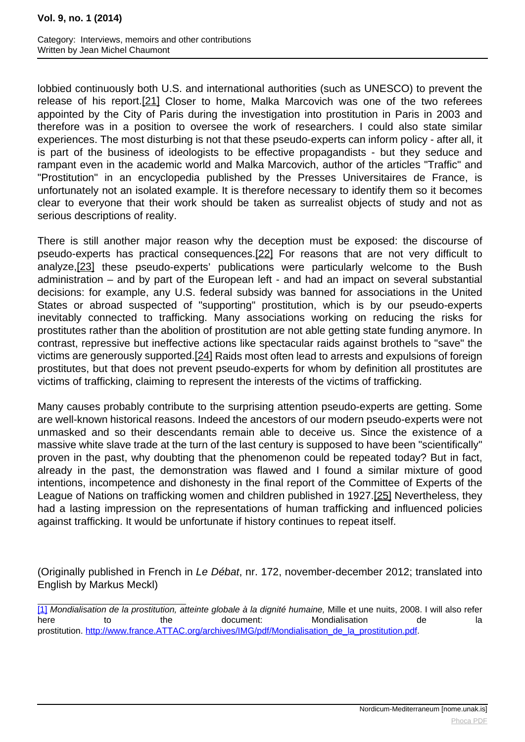lobbied continuously both U.S. and international authorities (such as UNESCO) to prevent the release of his report.[21] Closer to home, Malka Marcovich was one of the two referees appointed by the City of Paris during the investigation into prostitution in Paris in 2003 and therefore was in a position to oversee the work of researchers. I could also state similar experiences. The most disturbing is not that these pseudo-experts can inform policy - after all, it is part of the business of ideologists to be effective propagandists - but they seduce and rampant even in the academic world and Malka Marcovich, author of the articles "Traffic" and "Prostitution" in an encyclopedia published by the Presses Universitaires de France, is unfortunately not an isolated example. It is therefore necessary to identify them so it becomes clear to everyone that their work should be taken as surrealist objects of study and not as serious descriptions of reality.

There is still another major reason why the deception must be exposed: the discourse of pseudo-experts has practical consequences.[22] For reasons that are not very difficult to analyze,[23] these pseudo-experts' publications were particularly welcome to the Bush administration – and by part of the European left - and had an impact on several substantial decisions: for example, any U.S. federal subsidy was banned for associations in the United States or abroad suspected of "supporting" prostitution, which is by our pseudo-experts inevitably connected to trafficking. Many associations working on reducing the risks for prostitutes rather than the abolition of prostitution are not able getting state funding anymore. In contrast, repressive but ineffective actions like spectacular raids against brothels to "save" the victims are generously supported.[24] Raids most often lead to arrests and expulsions of foreign prostitutes, but that does not prevent pseudo-experts for whom by definition all prostitutes are victims of trafficking, claiming to represent the interests of the victims of trafficking.

Many causes probably contribute to the surprising attention pseudo-experts are getting. Some are well-known historical reasons. Indeed the ancestors of our modern pseudo-experts were not unmasked and so their descendants remain able to deceive us. Since the existence of a massive white slave trade at the turn of the last century is supposed to have been "scientifically" proven in the past, why doubting that the phenomenon could be repeated today? But in fact, already in the past, the demonstration was flawed and I found a similar mixture of good intentions, incompetence and dishonesty in the final report of the Committee of Experts of the League of Nations on trafficking women and children published in 1927.[25] Nevertheless, they had a lasting impression on the representations of human trafficking and influenced policies against trafficking. It would be unfortunate if history continues to repeat itself.

(Originally published in French in *Le Débat*, nr. 172, november-december 2012; translated into English by Markus Meckl)

---

[1] *Mondialisation de la prostitution, atteinte globale à la dignité humaine,* Mille et une nuits, 2008. I will also refer here to the document: Mondialisation de la prostitution. http://www.france.ATTAC.org/archives/IMG/pdf/Mondialisation_de_la_prostitution.pdf.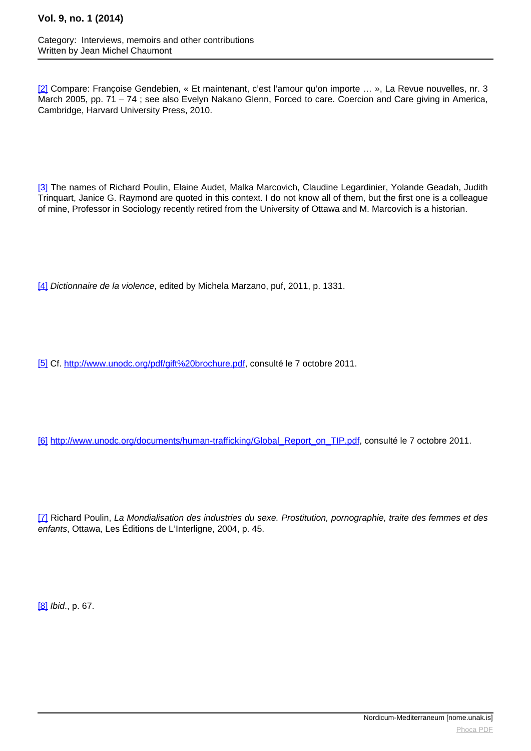[2] Compare: Françoise Gendebien, « Et maintenant, c'est l'amour qu'on importe … », La Revue nouvelles, nr. 3 March 2005, pp. 71 – 74 ; see also Evelyn Nakano Glenn, Forced to care. Coercion and Care giving in America, Cambridge, Harvard University Press, 2010.

[3] The names of Richard Poulin, Elaine Audet, Malka Marcovich, Claudine Legardinier, Yolande Geadah, Judith Trinquart, Janice G. Raymond are quoted in this context. I do not know all of them, but the first one is a colleague of mine, Professor in Sociology recently retired from the University of Ottawa and M. Marcovich is a historian.

[4] *Dictionnaire de la violence*, edited by Michela Marzano, puf, 2011, p. 1331.

[5] Cf. http://www.unodc.org/pdf/gift%20brochure.pdf, consulté le 7 octobre 2011.

[6] http://www.unodc.org/documents/human-trafficking/Global_Report_on_TIP.pdf, consulté le 7 octobre 2011.

[7] Richard Poulin, *La Mondialisation des industries du sexe. Prostitution, pornographie, traite des femmes et des enfants*, Ottawa, Les Éditions de L'Interligne, 2004, p. 45.

[8] *Ibid*., p. 67.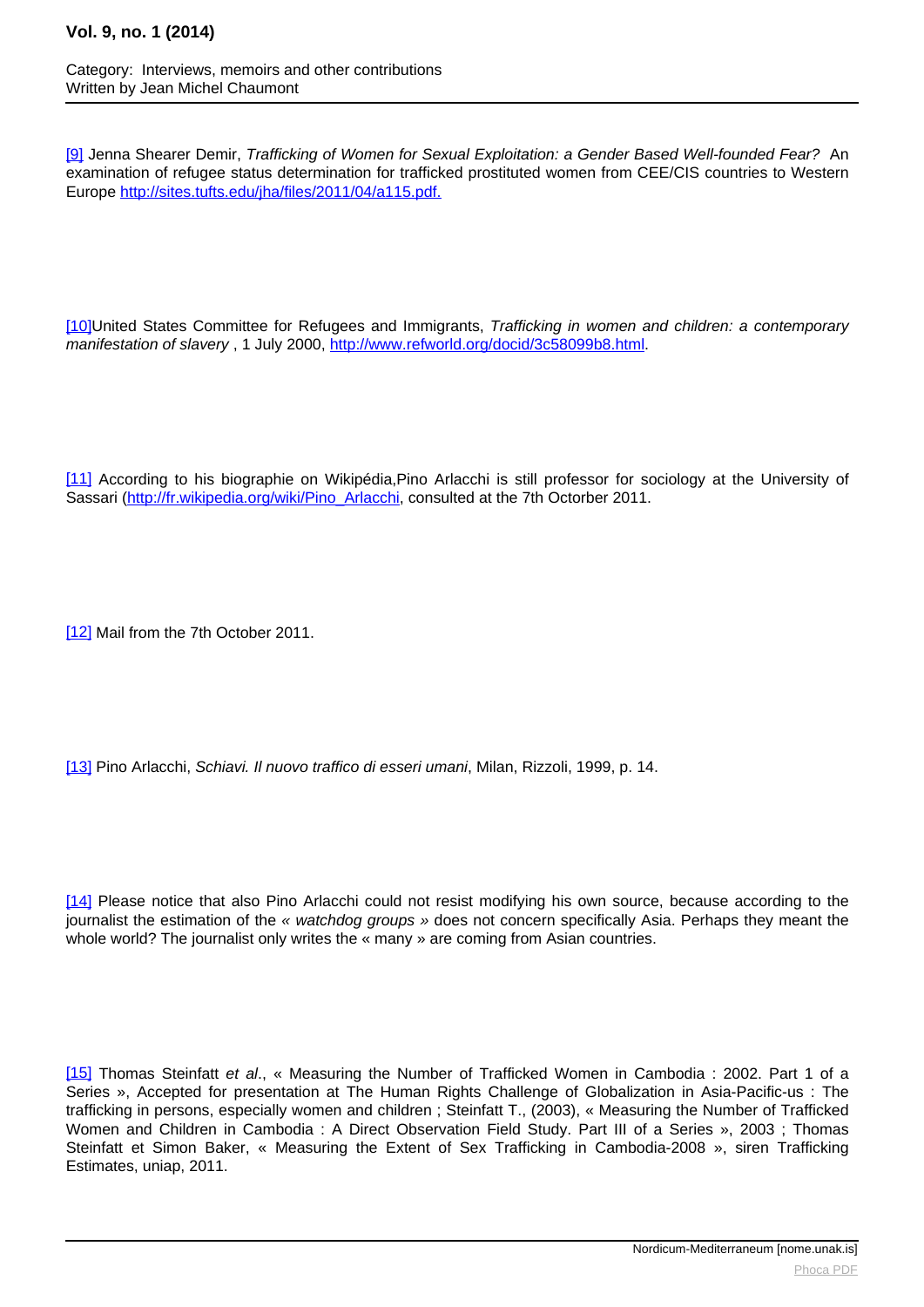[9] Jenna Shearer Demir, *Trafficking of Women for Sexual Exploitation: a Gender Based Well-founded Fear?* An examination of refugee status determination for trafficked prostituted women from CEE/CIS countries to Western Europe http://sites.tufts.edu/jha/files/2011/04/a115.pdf.

[10]United States Committee for Refugees and Immigrants, *Trafficking in women and children: a contemporary manifestation of slavery* , 1 July 2000, http://www.refworld.org/docid/3c58099b8.html.

[11] According to his biographie on Wikipédia,Pino Arlacchi is still professor for sociology at the University of Sassari (http://fr.wikipedia.org/wiki/Pino_Arlacchi, consulted at the 7th Octorber 2011.

[12] Mail from the 7th October 2011.

[13] Pino Arlacchi, *Schiavi. Il nuovo traffico di esseri umani*, Milan, Rizzoli, 1999, p. 14.

[14] Please notice that also Pino Arlacchi could not resist modifying his own source, because according to the journalist the estimation of the *« watchdog groups »* does not concern specifically Asia. Perhaps they meant the whole world? The journalist only writes the « many » are coming from Asian countries.

[15] Thomas Steinfatt *et al*., « Measuring the Number of Trafficked Women in Cambodia : 2002. Part 1 of a Series », Accepted for presentation at The Human Rights Challenge of Globalization in Asia-Pacific-us : The trafficking in persons, especially women and children ; Steinfatt T., (2003), « Measuring the Number of Trafficked Women and Children in Cambodia : A Direct Observation Field Study. Part III of a Series », 2003 ; Thomas Steinfatt et Simon Baker, « Measuring the Extent of Sex Trafficking in Cambodia-2008 », siren Trafficking Estimates, uniap, 2011.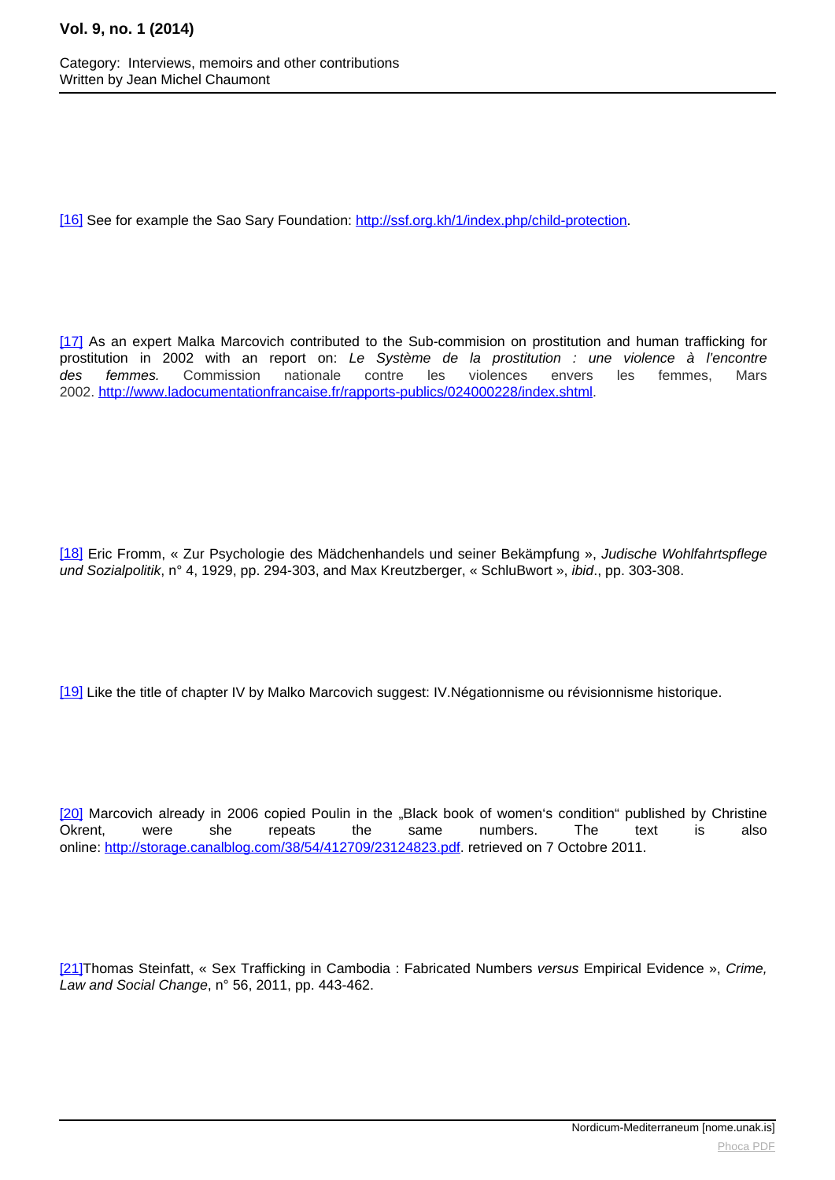[16] See for example the Sao Sary Foundation: http://ssf.org.kh/1/index.php/child-protection.

[17] As an expert Malka Marcovich contributed to the Sub-commision on prostitution and human trafficking for prostitution in 2002 with an report on: *Le Système de la prostitution : une violence à l'encontre des femmes.* Commission nationale contre les violences envers les femmes, Mars 2002. http://www.ladocumentationfrancaise.fr/rapports-publics/024000228/index.shtml.

[18] Eric Fromm, « Zur Psychologie des Mädchenhandels und seiner Bekämpfung », *Judische Wohlfahrtspflege und Sozialpolitik*, n° 4, 1929, pp. 294-303, and Max Kreutzberger, « SchluBwort », *ibid*., pp. 303-308.

[19] Like the title of chapter IV by Malko Marcovich suggest: IV.Négationnisme ou révisionnisme historique.

[20] Marcovich already in 2006 copied Poulin in the „Black book of women's condition" published by Christine Okrent, were she repeats the same numbers. The text is also online: http://storage.canalblog.com/38/54/412709/23124823.pdf. retrieved on 7 Octobre 2011.

[21]Thomas Steinfatt, « Sex Trafficking in Cambodia : Fabricated Numbers *versus* Empirical Evidence », *Crime, Law and Social Change*, n° 56, 2011, pp. 443-462.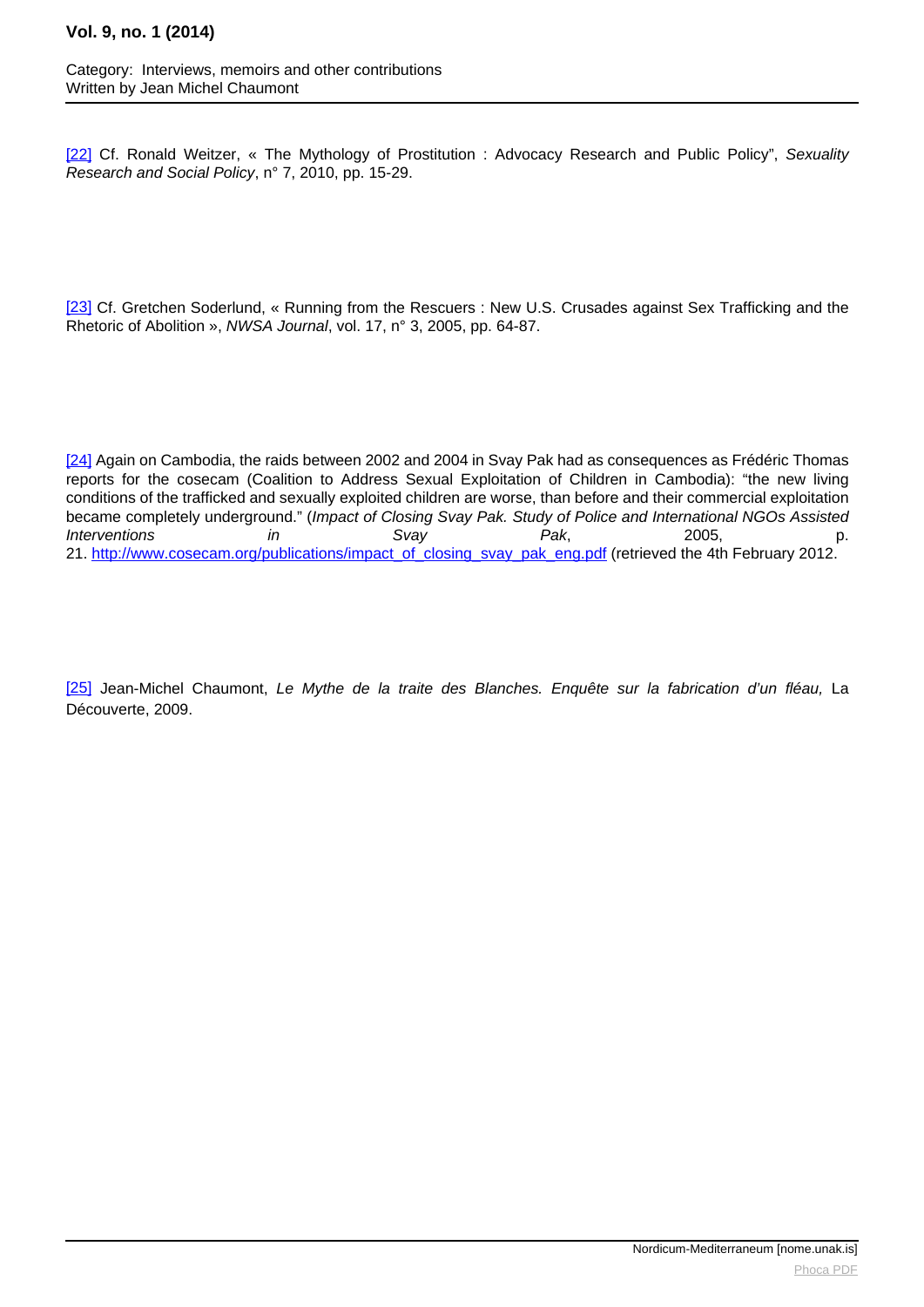[22] Cf. Ronald Weitzer, « The Mythology of Prostitution : Advocacy Research and Public Policy", *Sexuality Research and Social Policy*, n° 7, 2010, pp. 15-29.

[23] Cf. Gretchen Soderlund, « Running from the Rescuers : New U.S. Crusades against Sex Trafficking and the Rhetoric of Abolition », *NWSA Journal*, vol. 17, n° 3, 2005, pp. 64-87.

[24] Again on Cambodia, the raids between 2002 and 2004 in Svay Pak had as consequences as Frédéric Thomas reports for the cosecam (Coalition to Address Sexual Exploitation of Children in Cambodia): "the new living conditions of the trafficked and sexually exploited children are worse, than before and their commercial exploitation became completely underground." (*Impact of Closing Svay Pak. Study of Police and International NGOs Assisted Interventions in Svay Pak*, 2005, p. 21. http://www.cosecam.org/publications/impact_of_closing_svay_pak_eng.pdf (retrieved the 4th February 2012.

[25] Jean-Michel Chaumont, *Le Mythe de la traite des Blanches. Enquête sur la fabrication d'un fléau,* La Découverte, 2009.